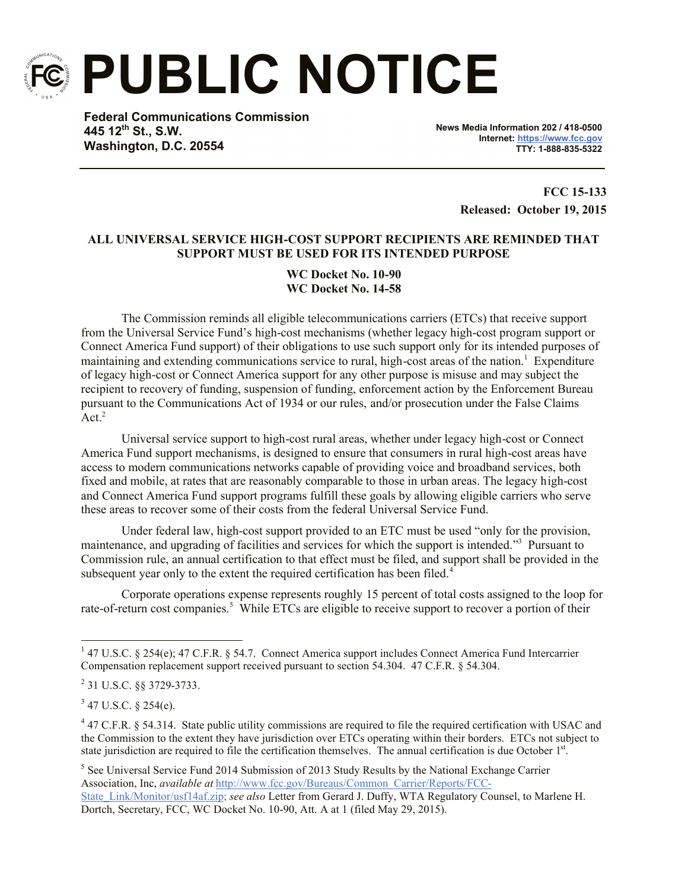# PUBLIC NOTICE

**Federal Communications Commission**
**445 12th St., S.W.**
**Washington, D.C. 20554**

**News Media Information 202 / 418-0500**
**Internet: https://www.fcc.gov**
**TTY: 1-888-835-5322**

**FCC 15-133**
**Released: October 19, 2015**

**ALL UNIVERSAL SERVICE HIGH-COST SUPPORT RECIPIENTS ARE REMINDED THAT SUPPORT MUST BE USED FOR ITS INTENDED PURPOSE**

**WC Docket No. 10-90**
**WC Docket No. 14-58**

The Commission reminds all eligible telecommunications carriers (ETCs) that receive support from the Universal Service Fund's high-cost mechanisms (whether legacy high-cost program support or Connect America Fund support) of their obligations to use such support only for its intended purposes of maintaining and extending communications service to rural, high-cost areas of the nation.[1] Expenditure of legacy high-cost or Connect America support for any other purpose is misuse and may subject the recipient to recovery of funding, suspension of funding, enforcement action by the Enforcement Bureau pursuant to the Communications Act of 1934 or our rules, and/or prosecution under the False Claims Act.[2]

Universal service support to high-cost rural areas, whether under legacy high-cost or Connect America Fund support mechanisms, is designed to ensure that consumers in rural high-cost areas have access to modern communications networks capable of providing voice and broadband services, both fixed and mobile, at rates that are reasonably comparable to those in urban areas. The legacy high-cost and Connect America Fund support programs fulfill these goals by allowing eligible carriers who serve these areas to recover some of their costs from the federal Universal Service Fund.

Under federal law, high-cost support provided to an ETC must be used "only for the provision, maintenance, and upgrading of facilities and services for which the support is intended."[3] Pursuant to Commission rule, an annual certification to that effect must be filed, and support shall be provided in the subsequent year only to the extent the required certification has been filed.[4]

Corporate operations expense represents roughly 15 percent of total costs assigned to the loop for rate-of-return cost companies.[5] While ETCs are eligible to receive support to recover a portion of their

---

[1] 47 U.S.C. § 254(e); 47 C.F.R. § 54.7. Connect America support includes Connect America Fund Intercarrier Compensation replacement support received pursuant to section 54.304. 47 C.F.R. § 54.304.

[2] 31 U.S.C. §§ 3729-3733.

[3] 47 U.S.C. § 254(e).

[4] 47 C.F.R. § 54.314. State public utility commissions are required to file the required certification with USAC and the Commission to the extent they have jurisdiction over ETCs operating within their borders. ETCs not subject to state jurisdiction are required to file the certification themselves. The annual certification is due October 1st.

[5] See Universal Service Fund 2014 Submission of 2013 Study Results by the National Exchange Carrier Association, Inc, *available at* http://www.fcc.gov/Bureaus/Common_Carrier/Reports/FCC-State_Link/Monitor/usf14af.zip; *see also* Letter from Gerard J. Duffy, WTA Regulatory Counsel, to Marlene H. Dortch, Secretary, FCC, WC Docket No. 10-90, Att. A at 1 (filed May 29, 2015).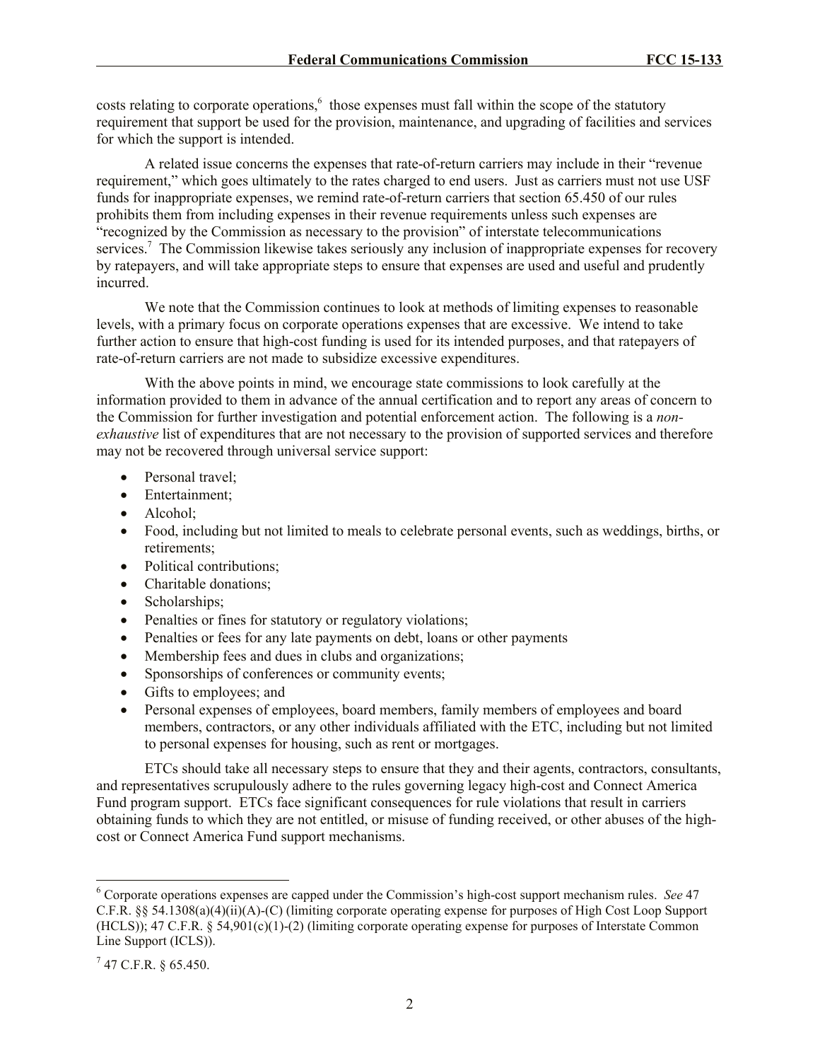costs relating to corporate operations,[6] those expenses must fall within the scope of the statutory requirement that support be used for the provision, maintenance, and upgrading of facilities and services for which the support is intended.

A related issue concerns the expenses that rate-of-return carriers may include in their "revenue requirement," which goes ultimately to the rates charged to end users. Just as carriers must not use USF funds for inappropriate expenses, we remind rate-of-return carriers that section 65.450 of our rules prohibits them from including expenses in their revenue requirements unless such expenses are "recognized by the Commission as necessary to the provision" of interstate telecommunications services.[7] The Commission likewise takes seriously any inclusion of inappropriate expenses for recovery by ratepayers, and will take appropriate steps to ensure that expenses are used and useful and prudently incurred.

We note that the Commission continues to look at methods of limiting expenses to reasonable levels, with a primary focus on corporate operations expenses that are excessive. We intend to take further action to ensure that high-cost funding is used for its intended purposes, and that ratepayers of rate-of-return carriers are not made to subsidize excessive expenditures.

With the above points in mind, we encourage state commissions to look carefully at the information provided to them in advance of the annual certification and to report any areas of concern to the Commission for further investigation and potential enforcement action. The following is a *non-exhaustive* list of expenditures that are not necessary to the provision of supported services and therefore may not be recovered through universal service support:

- Personal travel;
- Entertainment;
- Alcohol;
- Food, including but not limited to meals to celebrate personal events, such as weddings, births, or retirements;
- Political contributions;
- Charitable donations;
- Scholarships;
- Penalties or fines for statutory or regulatory violations;
- Penalties or fees for any late payments on debt, loans or other payments
- Membership fees and dues in clubs and organizations;
- Sponsorships of conferences or community events;
- Gifts to employees; and
- Personal expenses of employees, board members, family members of employees and board members, contractors, or any other individuals affiliated with the ETC, including but not limited to personal expenses for housing, such as rent or mortgages.

ETCs should take all necessary steps to ensure that they and their agents, contractors, consultants, and representatives scrupulously adhere to the rules governing legacy high-cost and Connect America Fund program support. ETCs face significant consequences for rule violations that result in carriers obtaining funds to which they are not entitled, or misuse of funding received, or other abuses of the high-cost or Connect America Fund support mechanisms.

---

[6] Corporate operations expenses are capped under the Commission's high-cost support mechanism rules. *See* 47 C.F.R. §§ 54.1308(a)(4)(ii)(A)-(C) (limiting corporate operating expense for purposes of High Cost Loop Support (HCLS)); 47 C.F.R. § 54,901(c)(1)-(2) (limiting corporate operating expense for purposes of Interstate Common Line Support (ICLS)).

[7] 47 C.F.R. § 65.450.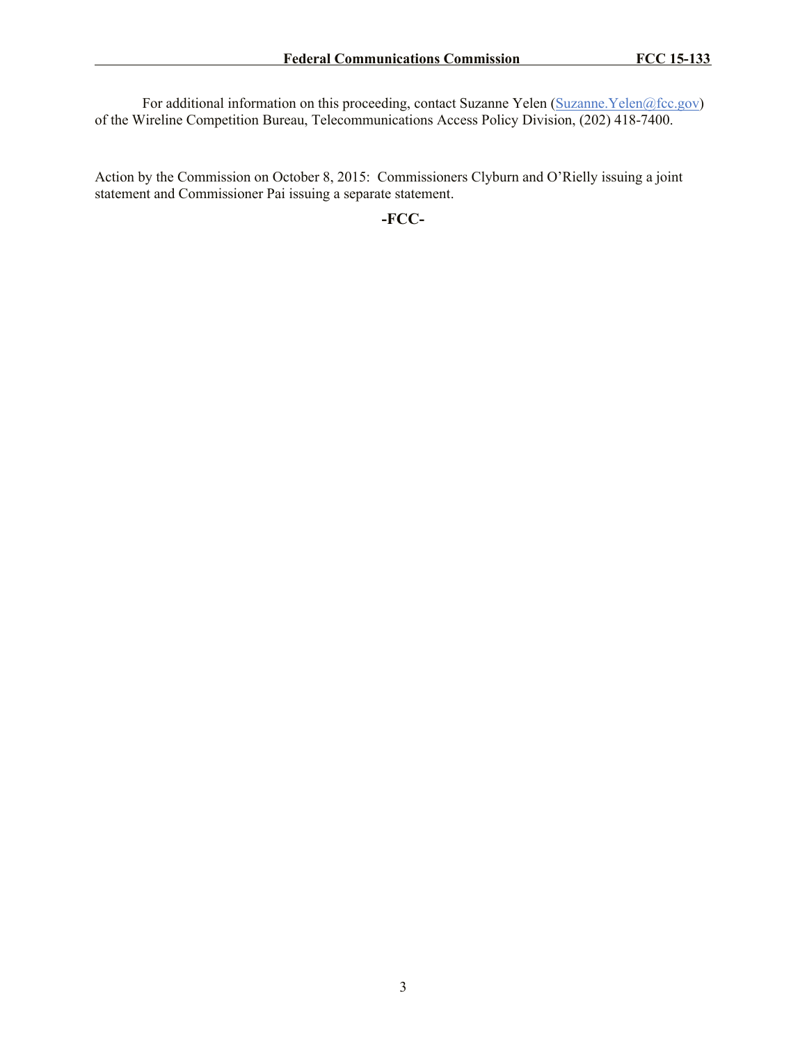For additional information on this proceeding, contact Suzanne Yelen ([Suzanne.Yelen@fcc.gov](mailto:Suzanne.Yelen@fcc.gov)) of the Wireline Competition Bureau, Telecommunications Access Policy Division, (202) 418-7400.

Action by the Commission on October 8, 2015: Commissioners Clyburn and O'Rielly issuing a joint statement and Commissioner Pai issuing a separate statement.

**-FCC-**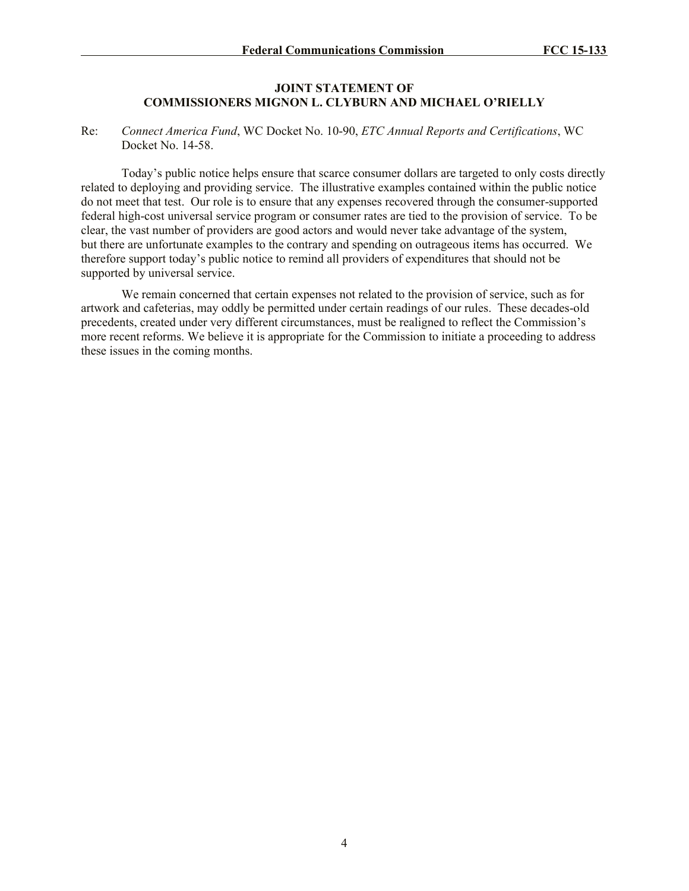**JOINT STATEMENT OF**
**COMMISSIONERS MIGNON L. CLYBURN AND MICHAEL O'RIELLY**

Re: *Connect America Fund*, WC Docket No. 10-90, *ETC Annual Reports and Certifications*, WC Docket No. 14-58.

Today's public notice helps ensure that scarce consumer dollars are targeted to only costs directly related to deploying and providing service. The illustrative examples contained within the public notice do not meet that test. Our role is to ensure that any expenses recovered through the consumer-supported federal high-cost universal service program or consumer rates are tied to the provision of service. To be clear, the vast number of providers are good actors and would never take advantage of the system, but there are unfortunate examples to the contrary and spending on outrageous items has occurred. We therefore support today's public notice to remind all providers of expenditures that should not be supported by universal service.

We remain concerned that certain expenses not related to the provision of service, such as for artwork and cafeterias, may oddly be permitted under certain readings of our rules. These decades-old precedents, created under very different circumstances, must be realigned to reflect the Commission's more recent reforms. We believe it is appropriate for the Commission to initiate a proceeding to address these issues in the coming months.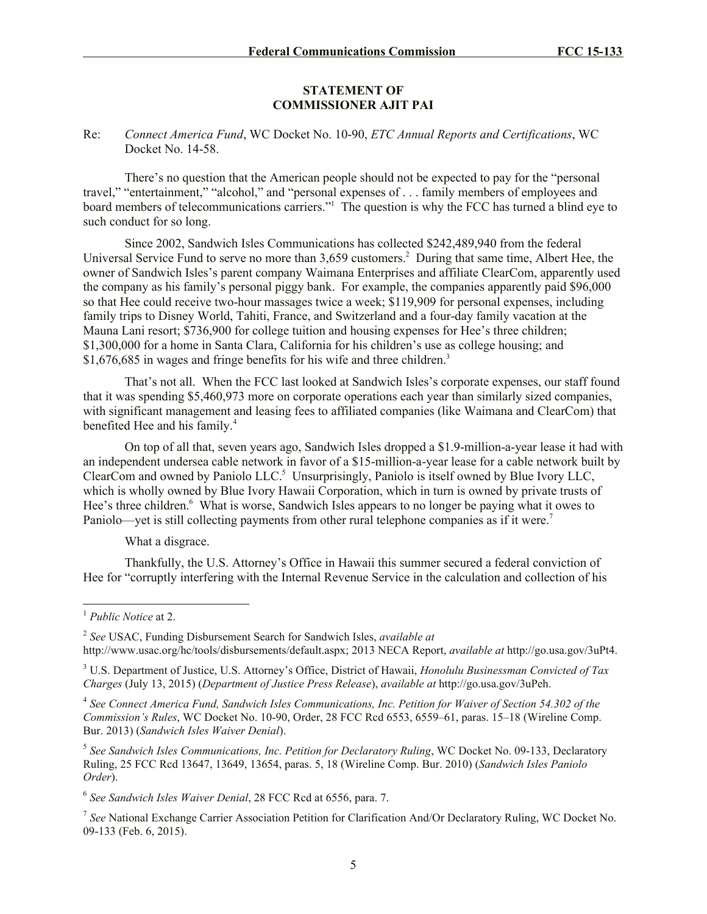**STATEMENT OF**
**COMMISSIONER AJIT PAI**

Re: *Connect America Fund*, WC Docket No. 10-90, *ETC Annual Reports and Certifications*, WC Docket No. 14-58.

There's no question that the American people should not be expected to pay for the "personal travel," "entertainment," "alcohol," and "personal expenses of . . . family members of employees and board members of telecommunications carriers."[1] The question is why the FCC has turned a blind eye to such conduct for so long.

Since 2002, Sandwich Isles Communications has collected $242,489,940 from the federal Universal Service Fund to serve no more than 3,659 customers.[2] During that same time, Albert Hee, the owner of Sandwich Isles's parent company Waimana Enterprises and affiliate ClearCom, apparently used the company as his family's personal piggy bank. For example, the companies apparently paid $96,000 so that Hee could receive two-hour massages twice a week; $119,909 for personal expenses, including family trips to Disney World, Tahiti, France, and Switzerland and a four-day family vacation at the Mauna Lani resort; $736,900 for college tuition and housing expenses for Hee's three children; $1,300,000 for a home in Santa Clara, California for his children's use as college housing; and $1,676,685 in wages and fringe benefits for his wife and three children.[3]

That's not all. When the FCC last looked at Sandwich Isles's corporate expenses, our staff found that it was spending $5,460,973 more on corporate operations each year than similarly sized companies, with significant management and leasing fees to affiliated companies (like Waimana and ClearCom) that benefited Hee and his family.[4]

On top of all that, seven years ago, Sandwich Isles dropped a $1.9-million-a-year lease it had with an independent undersea cable network in favor of a $15-million-a-year lease for a cable network built by ClearCom and owned by Paniolo LLC.[5] Unsurprisingly, Paniolo is itself owned by Blue Ivory LLC, which is wholly owned by Blue Ivory Hawaii Corporation, which in turn is owned by private trusts of Hee's three children.[6] What is worse, Sandwich Isles appears to no longer be paying what it owes to Paniolo—yet is still collecting payments from other rural telephone companies as if it were.[7]

What a disgrace.

Thankfully, the U.S. Attorney's Office in Hawaii this summer secured a federal conviction of Hee for "corruptly interfering with the Internal Revenue Service in the calculation and collection of his

---

[1] *Public Notice* at 2.

[2] *See* USAC, Funding Disbursement Search for Sandwich Isles, *available at* http://www.usac.org/hc/tools/disbursements/default.aspx; 2013 NECA Report, *available at* http://go.usa.gov/3uPt4.

[3] U.S. Department of Justice, U.S. Attorney's Office, District of Hawaii, *Honolulu Businessman Convicted of Tax Charges* (July 13, 2015) (*Department of Justice Press Release*), *available at* http://go.usa.gov/3uPeh.

[4] *See Connect America Fund, Sandwich Isles Communications, Inc. Petition for Waiver of Section 54.302 of the Commission's Rules*, WC Docket No. 10-90, Order, 28 FCC Rcd 6553, 6559–61, paras. 15–18 (Wireline Comp. Bur. 2013) (*Sandwich Isles Waiver Denial*).

[5] *See Sandwich Isles Communications, Inc. Petition for Declaratory Ruling*, WC Docket No. 09-133, Declaratory Ruling, 25 FCC Rcd 13647, 13649, 13654, paras. 5, 18 (Wireline Comp. Bur. 2010) (*Sandwich Isles Paniolo Order*).

[6] *See Sandwich Isles Waiver Denial*, 28 FCC Rcd at 6556, para. 7.

[7] *See* National Exchange Carrier Association Petition for Clarification And/Or Declaratory Ruling, WC Docket No. 09-133 (Feb. 6, 2015).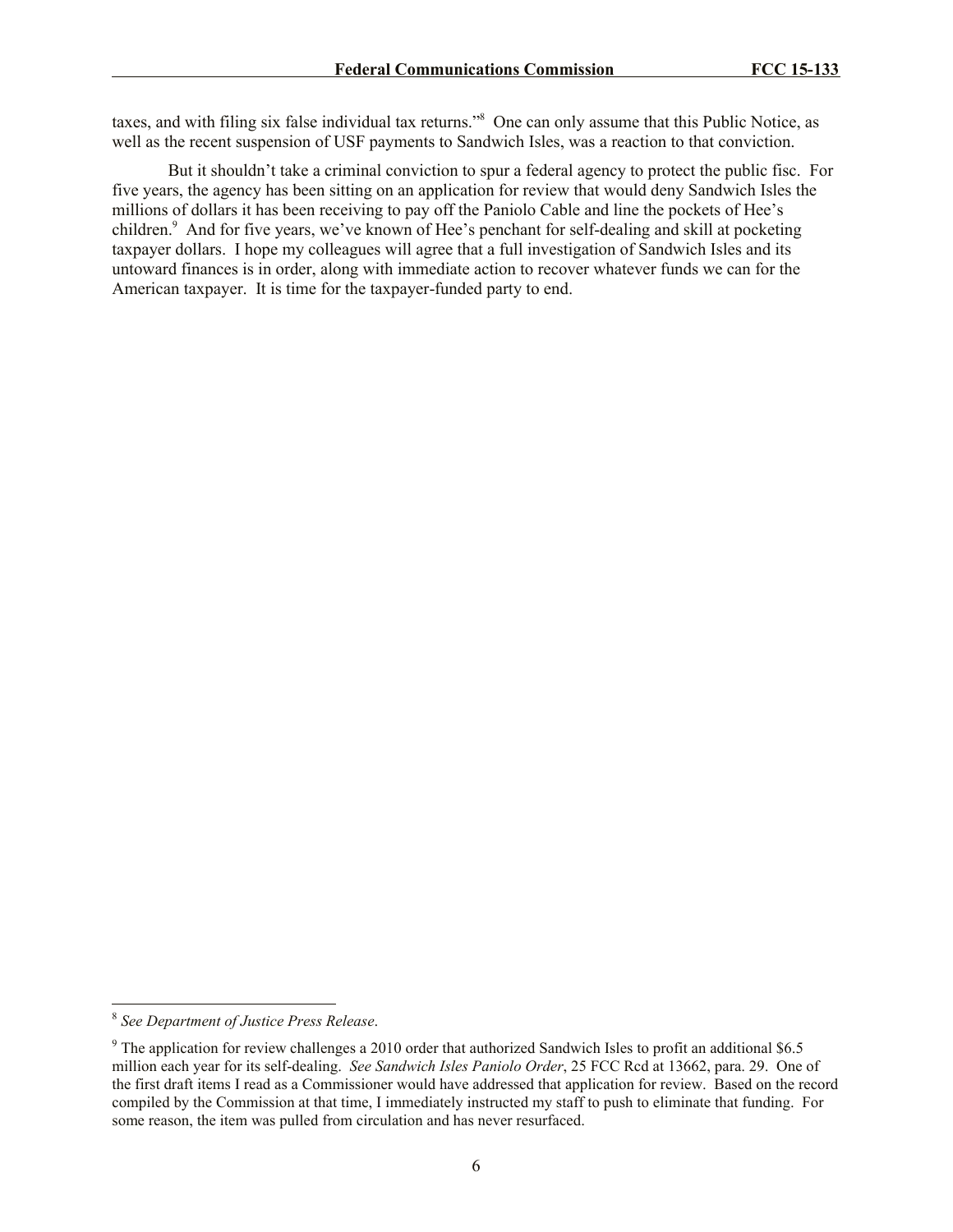taxes, and with filing six false individual tax returns."[8] One can only assume that this Public Notice, as well as the recent suspension of USF payments to Sandwich Isles, was a reaction to that conviction.

But it shouldn't take a criminal conviction to spur a federal agency to protect the public fisc. For five years, the agency has been sitting on an application for review that would deny Sandwich Isles the millions of dollars it has been receiving to pay off the Paniolo Cable and line the pockets of Hee's children.[9] And for five years, we've known of Hee's penchant for self-dealing and skill at pocketing taxpayer dollars. I hope my colleagues will agree that a full investigation of Sandwich Isles and its untoward finances is in order, along with immediate action to recover whatever funds we can for the American taxpayer. It is time for the taxpayer-funded party to end.

---

[8] *See Department of Justice Press Release*.

[9] The application for review challenges a 2010 order that authorized Sandwich Isles to profit an additional $6.5 million each year for its self-dealing. *See Sandwich Isles Paniolo Order*, 25 FCC Rcd at 13662, para. 29. One of the first draft items I read as a Commissioner would have addressed that application for review. Based on the record compiled by the Commission at that time, I immediately instructed my staff to push to eliminate that funding. For some reason, the item was pulled from circulation and has never resurfaced.